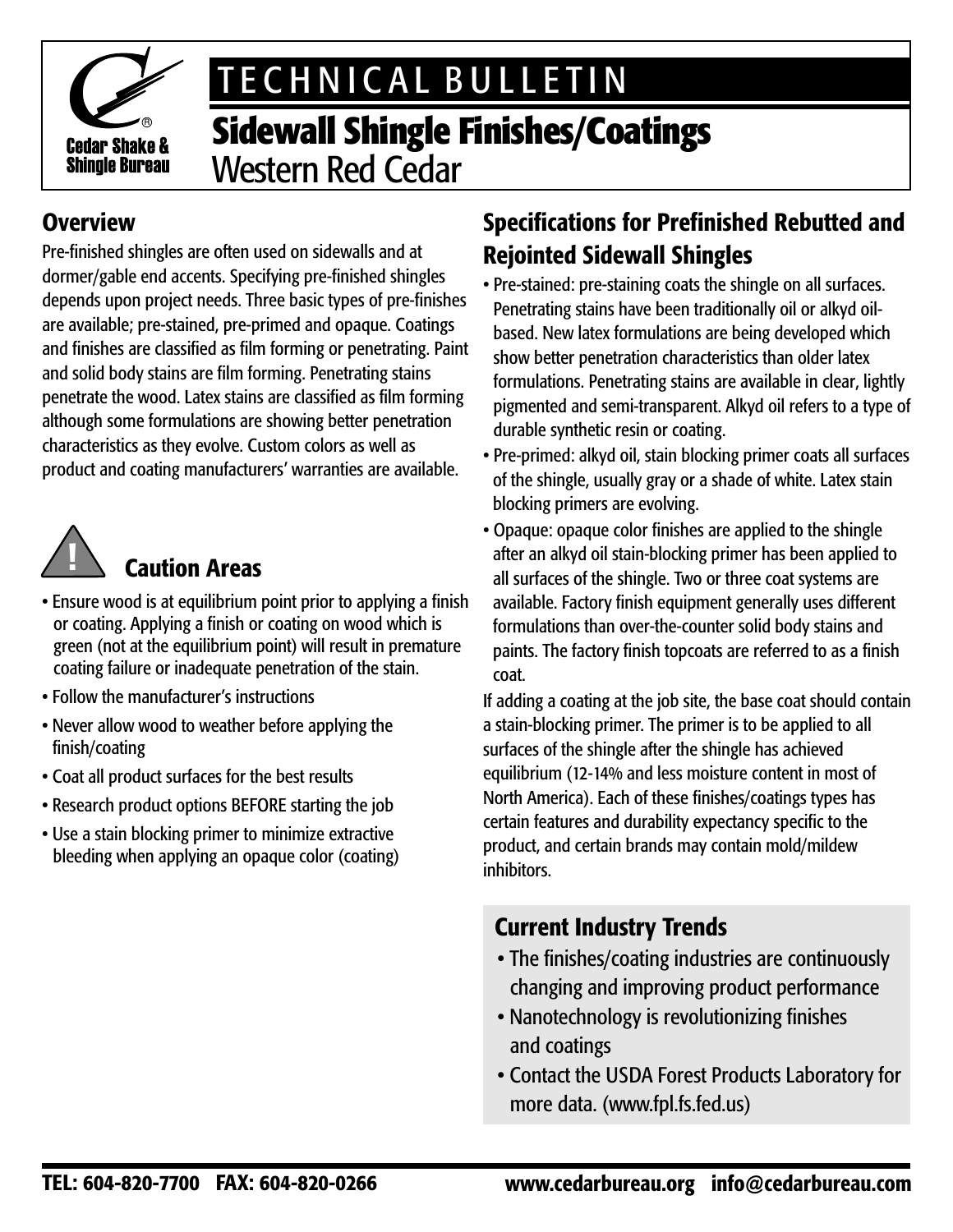# TECHNICAL BULLETIN

# Sidewall Shingle Finishes/Coatings

## Western Red Cedar

Cedar Shake & Shingle Bureau

## Overview

Pre-finished shingles are often used on sidewalls and at dormer/gable end accents. Specifying pre-finished shingles depends upon project needs. Three basic types of pre-finishes are available; pre-stained, pre-primed and opaque. Coatings and finishes are classified as film forming or penetrating. Paint and solid body stains are film forming. Penetrating stains penetrate the wood. Latex stains are classified as film forming although some formulations are showing better penetration characteristics as they evolve. Custom colors as well as product and coating manufacturers' warranties are available.

## Caution Areas

- Ensure wood is at equilibrium point prior to applying a finish or coating. Applying a finish or coating on wood which is green (not at the equilibrium point) will result in premature coating failure or inadequate penetration of the stain.
- Follow the manufacturer's instructions
- Never allow wood to weather before applying the finish/coating
- Coat all product surfaces for the best results
- Research product options BEFORE starting the job
- Use a stain blocking primer to minimize extractive bleeding when applying an opaque color (coating)

## Specifications for Prefinished Rebutted and Rejointed Sidewall Shingles

- Pre-stained: pre-staining coats the shingle on all surfaces. Penetrating stains have been traditionally oil or alkyd oil-based. New latex formulations are being developed which show better penetration characteristics than older latex formulations. Penetrating stains are available in clear, lightly pigmented and semi-transparent. Alkyd oil refers to a type of durable synthetic resin or coating.
- Pre-primed: alkyd oil, stain blocking primer coats all surfaces of the shingle, usually gray or a shade of white. Latex stain blocking primers are evolving.
- Opaque: opaque color finishes are applied to the shingle after an alkyd oil stain-blocking primer has been applied to all surfaces of the shingle. Two or three coat systems are available. Factory finish equipment generally uses different formulations than over-the-counter solid body stains and paints. The factory finish topcoats are referred to as a finish coat.

If adding a coating at the job site, the base coat should contain a stain-blocking primer. The primer is to be applied to all surfaces of the shingle after the shingle has achieved equilibrium (12-14% and less moisture content in most of North America). Each of these finishes/coatings types has certain features and durability expectancy specific to the product, and certain brands may contain mold/mildew inhibitors.

## Current Industry Trends

- The finishes/coating industries are continuously changing and improving product performance
- Nanotechnology is revolutionizing finishes and coatings
- Contact the USDA Forest Products Laboratory for more data. (www.fpl.fs.fed.us)

TEL: 604-820-7700 FAX: 604-820-0266 www.cedarbureau.org info@cedarbureau.com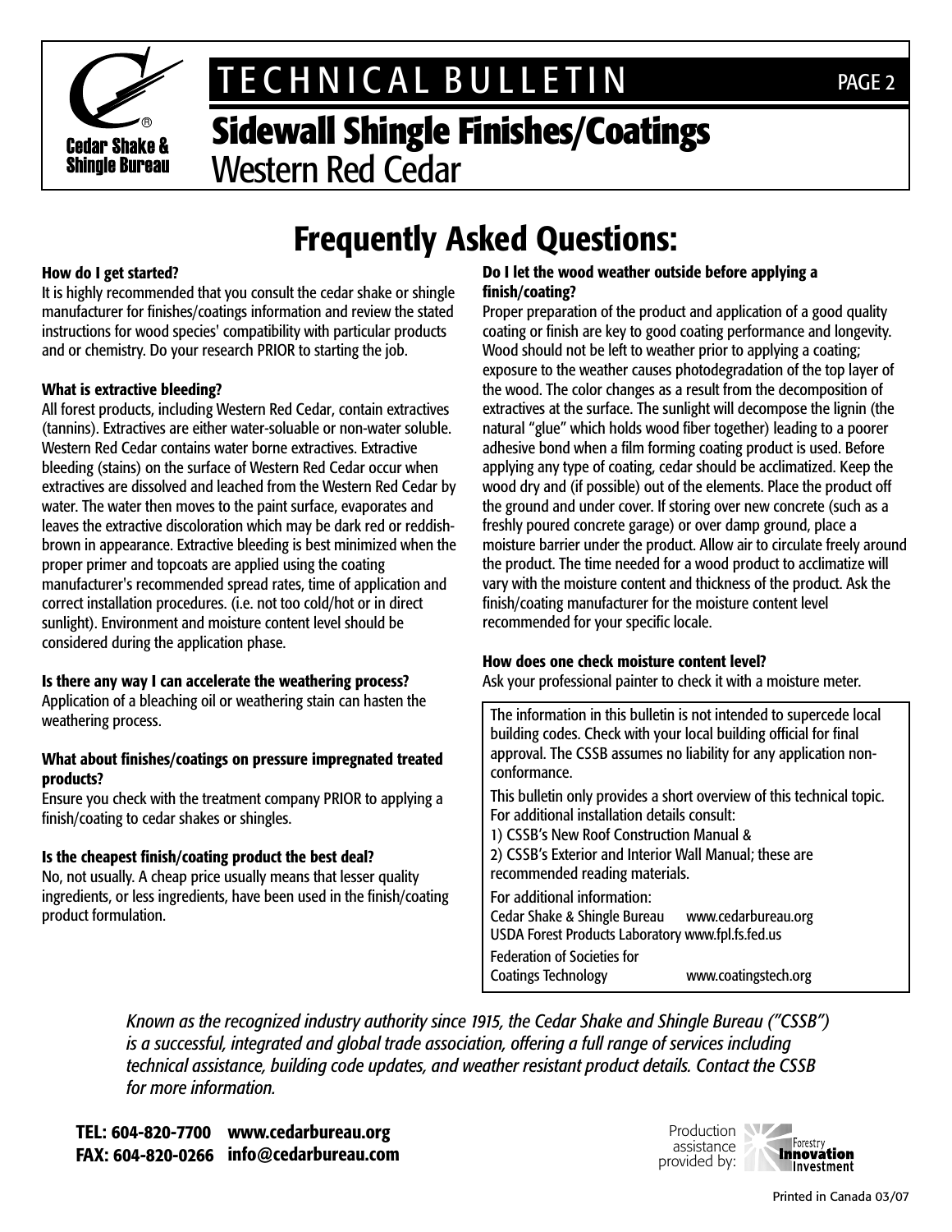# TECHNICAL BULLETIN

## Sidewall Shingle Finishes/Coatings
Western Red Cedar

## Frequently Asked Questions:

**How do I get started?**
It is highly recommended that you consult the cedar shake or shingle manufacturer for finishes/coatings information and review the stated instructions for wood species' compatibility with particular products and or chemistry. Do your research PRIOR to starting the job.

**What is extractive bleeding?**
All forest products, including Western Red Cedar, contain extractives (tannins). Extractives are either water-soluable or non-water soluble. Western Red Cedar contains water borne extractives. Extractive bleeding (stains) on the surface of Western Red Cedar occur when extractives are dissolved and leached from the Western Red Cedar by water. The water then moves to the paint surface, evaporates and leaves the extractive discoloration which may be dark red or reddish-brown in appearance. Extractive bleeding is best minimized when the proper primer and topcoats are applied using the coating manufacturer's recommended spread rates, time of application and correct installation procedures. (i.e. not too cold/hot or in direct sunlight). Environment and moisture content level should be considered during the application phase.

**Is there any way I can accelerate the weathering process?**
Application of a bleaching oil or weathering stain can hasten the weathering process.

**What about finishes/coatings on pressure impregnated treated products?**
Ensure you check with the treatment company PRIOR to applying a finish/coating to cedar shakes or shingles.

**Is the cheapest finish/coating product the best deal?**
No, not usually. A cheap price usually means that lesser quality ingredients, or less ingredients, have been used in the finish/coating product formulation.

**Do I let the wood weather outside before applying a finish/coating?**
Proper preparation of the product and application of a good quality coating or finish are key to good coating performance and longevity. Wood should not be left to weather prior to applying a coating; exposure to the weather causes photodegradation of the top layer of the wood. The color changes as a result from the decomposition of extractives at the surface. The sunlight will decompose the lignin (the natural "glue" which holds wood fiber together) leading to a poorer adhesive bond when a film forming coating product is used. Before applying any type of coating, cedar should be acclimatized. Keep the wood dry and (if possible) out of the elements. Place the product off the ground and under cover. If storing over new concrete (such as a freshly poured concrete garage) or over damp ground, place a moisture barrier under the product. Allow air to circulate freely around the product. The time needed for a wood product to acclimatize will vary with the moisture content and thickness of the product. Ask the finish/coating manufacturer for the moisture content level recommended for your specific locale.

**How does one check moisture content level?**
Ask your professional painter to check it with a moisture meter.

The information in this bulletin is not intended to supercede local building codes. Check with your local building official for final approval. The CSSB assumes no liability for any application non-conformance.

This bulletin only provides a short overview of this technical topic. For additional installation details consult:
1) CSSB's New Roof Construction Manual &
2) CSSB's Exterior and Interior Wall Manual; these are recommended reading materials.

For additional information:
Cedar Shake & Shingle Bureau www.cedarbureau.org
USDA Forest Products Laboratory www.fpl.fs.fed.us
Federation of Societies for Coatings Technology www.coatingstech.org

*Known as the recognized industry authority since 1915, the Cedar Shake and Shingle Bureau ("CSSB") is a successful, integrated and global trade association, offering a full range of services including technical assistance, building code updates, and weather resistant product details. Contact the CSSB for more information.*

**TEL: 604-820-7700** **www.cedarbureau.org**
**FAX: 604-820-0266** **info@cedarbureau.com**

Production assistance provided by: Forestry Innovation Investment

Printed in Canada 03/07